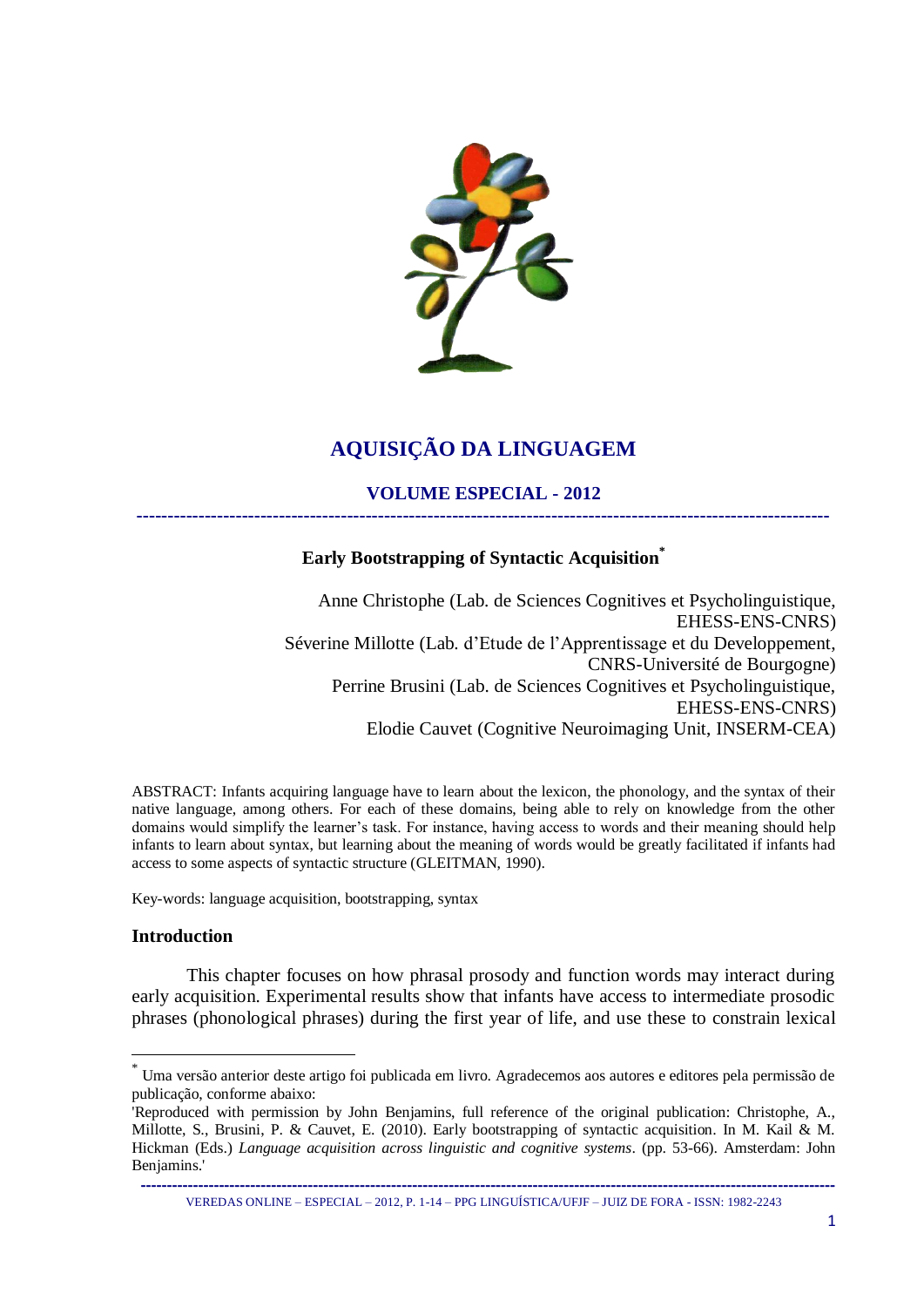# AQUISIÇÃO DA LINGUAGEM

## VOLUME ESPECIAL - 2012

---

### Early Bootstrapping of Syntactic Acquisition*

Anne Christophe (Lab. de Sciences Cognitives et Psycholinguistique, EHESS-ENS-CNRS)
Séverine Millotte (Lab. d'Etude de l'Apprentissage et du Developpement, CNRS-Université de Bourgogne)
Perrine Brusini (Lab. de Sciences Cognitives et Psycholinguistique, EHESS-ENS-CNRS)
Elodie Cauvet (Cognitive Neuroimaging Unit, INSERM-CEA)

ABSTRACT: Infants acquiring language have to learn about the lexicon, the phonology, and the syntax of their native language, among others. For each of these domains, being able to rely on knowledge from the other domains would simplify the learner's task. For instance, having access to words and their meaning should help infants to learn about syntax, but learning about the meaning of words would be greatly facilitated if infants had access to some aspects of syntactic structure (GLEITMAN, 1990).

Key-words: language acquisition, bootstrapping, syntax

### Introduction

This chapter focuses on how phrasal prosody and function words may interact during early acquisition. Experimental results show that infants have access to intermediate prosodic phrases (phonological phrases) during the first year of life, and use these to constrain lexical

---

* Uma versão anterior deste artigo foi publicada em livro. Agradecemos aos autores e editores pela permissão de publicação, conforme abaixo:

'Reproduced with permission by John Benjamins, full reference of the original publication: Christophe, A., Millotte, S., Brusini, P. & Cauvet, E. (2010). Early bootstrapping of syntactic acquisition. In M. Kail & M. Hickman (Eds.) *Language acquisition across linguistic and cognitive systems*. (pp. 53-66). Amsterdam: John Benjamins.'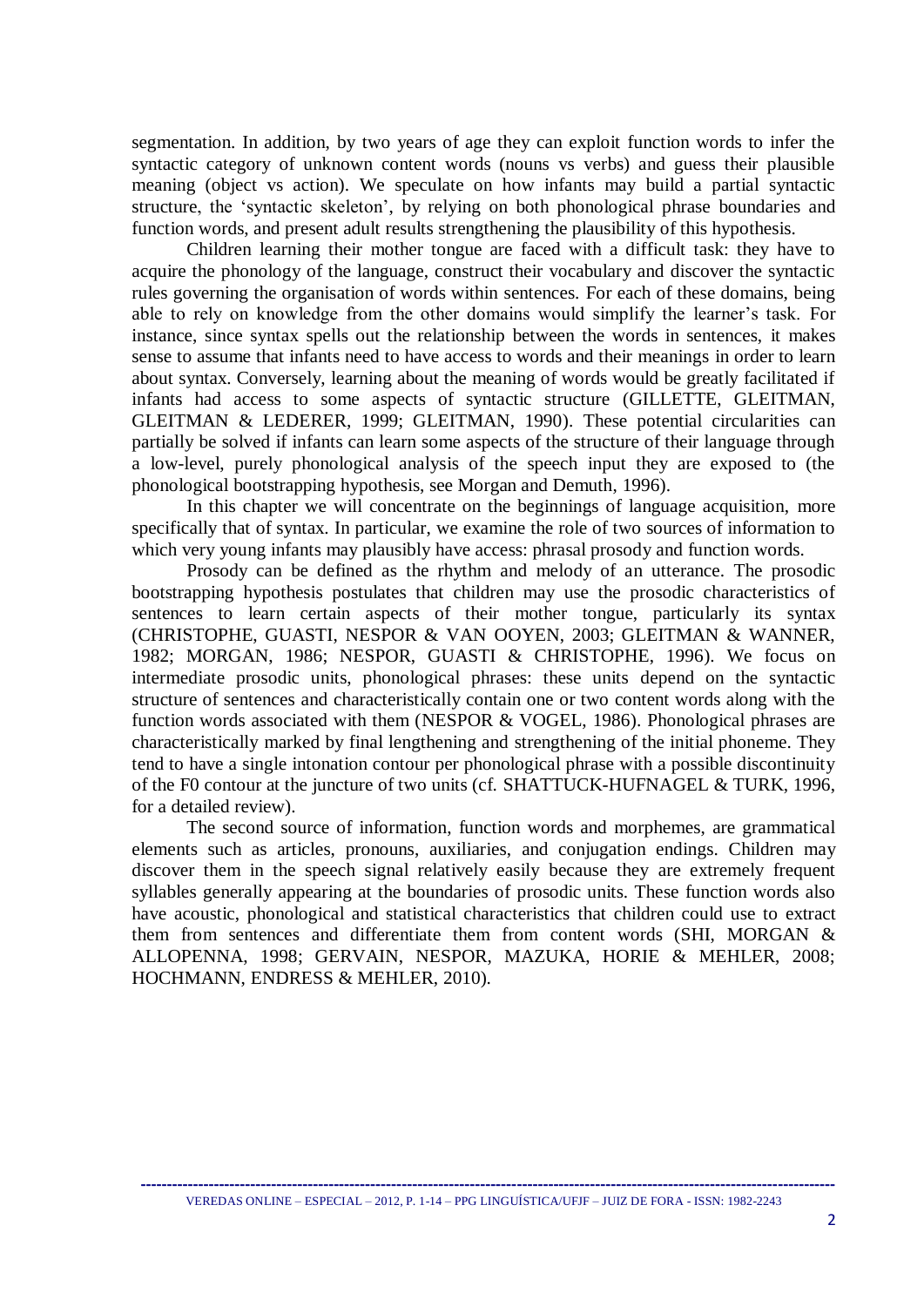segmentation. In addition, by two years of age they can exploit function words to infer the syntactic category of unknown content words (nouns vs verbs) and guess their plausible meaning (object vs action). We speculate on how infants may build a partial syntactic structure, the 'syntactic skeleton', by relying on both phonological phrase boundaries and function words, and present adult results strengthening the plausibility of this hypothesis.

Children learning their mother tongue are faced with a difficult task: they have to acquire the phonology of the language, construct their vocabulary and discover the syntactic rules governing the organisation of words within sentences. For each of these domains, being able to rely on knowledge from the other domains would simplify the learner's task. For instance, since syntax spells out the relationship between the words in sentences, it makes sense to assume that infants need to have access to words and their meanings in order to learn about syntax. Conversely, learning about the meaning of words would be greatly facilitated if infants had access to some aspects of syntactic structure (GILLETTE, GLEITMAN, GLEITMAN & LEDERER, 1999; GLEITMAN, 1990). These potential circularities can partially be solved if infants can learn some aspects of the structure of their language through a low-level, purely phonological analysis of the speech input they are exposed to (the phonological bootstrapping hypothesis, see Morgan and Demuth, 1996).

In this chapter we will concentrate on the beginnings of language acquisition, more specifically that of syntax. In particular, we examine the role of two sources of information to which very young infants may plausibly have access: phrasal prosody and function words.

Prosody can be defined as the rhythm and melody of an utterance. The prosodic bootstrapping hypothesis postulates that children may use the prosodic characteristics of sentences to learn certain aspects of their mother tongue, particularly its syntax (CHRISTOPHE, GUASTI, NESPOR & VAN OOYEN, 2003; GLEITMAN & WANNER, 1982; MORGAN, 1986; NESPOR, GUASTI & CHRISTOPHE, 1996). We focus on intermediate prosodic units, phonological phrases: these units depend on the syntactic structure of sentences and characteristically contain one or two content words along with the function words associated with them (NESPOR & VOGEL, 1986). Phonological phrases are characteristically marked by final lengthening and strengthening of the initial phoneme. They tend to have a single intonation contour per phonological phrase with a possible discontinuity of the F0 contour at the juncture of two units (cf. SHATTUCK-HUFNAGEL & TURK, 1996, for a detailed review).

The second source of information, function words and morphemes, are grammatical elements such as articles, pronouns, auxiliaries, and conjugation endings. Children may discover them in the speech signal relatively easily because they are extremely frequent syllables generally appearing at the boundaries of prosodic units. These function words also have acoustic, phonological and statistical characteristics that children could use to extract them from sentences and differentiate them from content words (SHI, MORGAN & ALLOPENNA, 1998; GERVAIN, NESPOR, MAZUKA, HORIE & MEHLER, 2008; HOCHMANN, ENDRESS & MEHLER, 2010).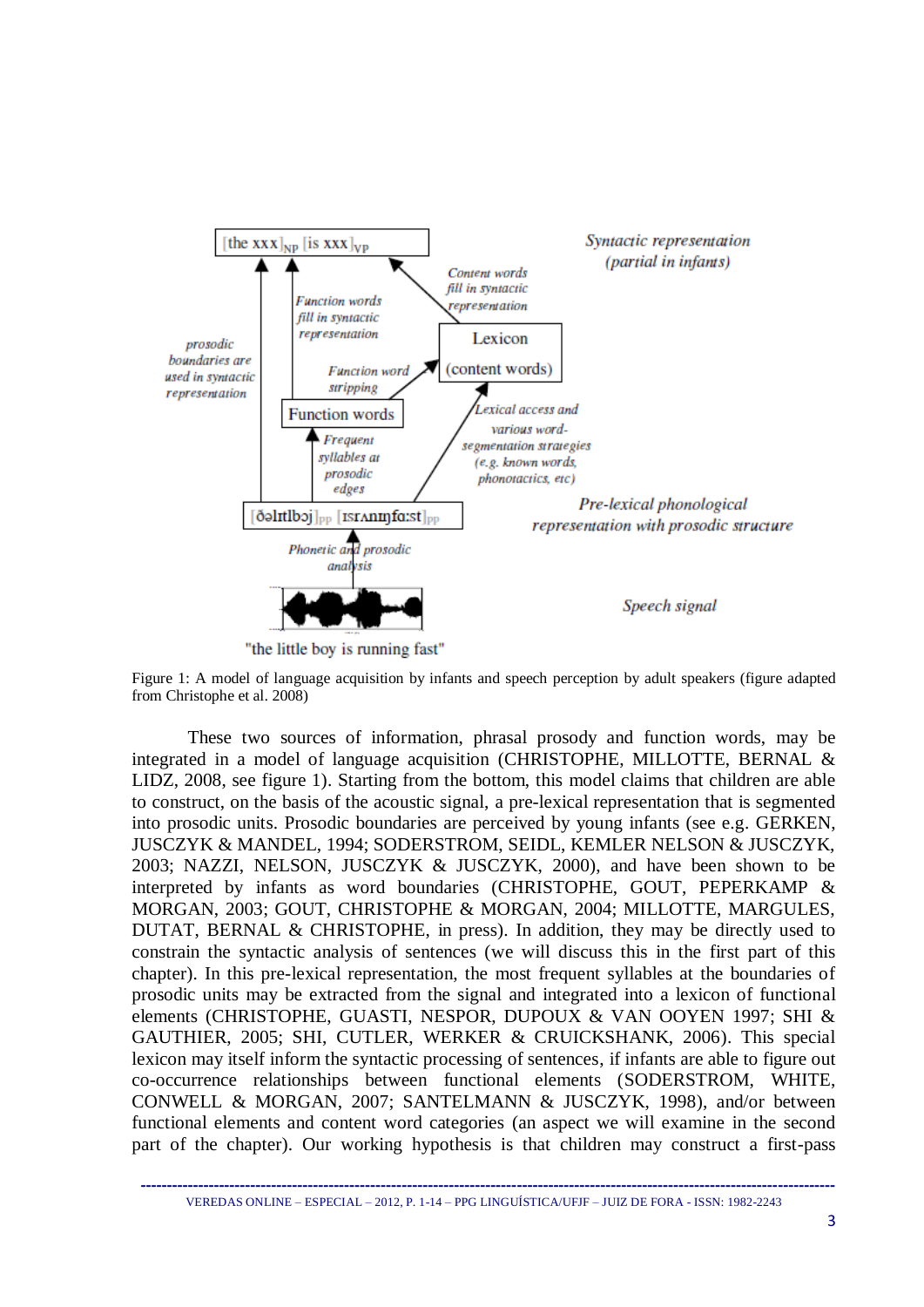Figure 1: A model of language acquisition by infants and speech perception by adult speakers (figure adapted from Christophe et al. 2008)

These two sources of information, phrasal prosody and function words, may be integrated in a model of language acquisition (CHRISTOPHE, MILLOTTE, BERNAL & LIDZ, 2008, see figure 1). Starting from the bottom, this model claims that children are able to construct, on the basis of the acoustic signal, a pre-lexical representation that is segmented into prosodic units. Prosodic boundaries are perceived by young infants (see e.g. GERKEN, JUSCZYK & MANDEL, 1994; SODERSTROM, SEIDL, KEMLER NELSON & JUSCZYK, 2003; NAZZI, NELSON, JUSCZYK & JUSCZYK, 2000), and have been shown to be interpreted by infants as word boundaries (CHRISTOPHE, GOUT, PEPERKAMP & MORGAN, 2003; GOUT, CHRISTOPHE & MORGAN, 2004; MILLOTTE, MARGULES, DUTAT, BERNAL & CHRISTOPHE, in press). In addition, they may be directly used to constrain the syntactic analysis of sentences (we will discuss this in the first part of this chapter). In this pre-lexical representation, the most frequent syllables at the boundaries of prosodic units may be extracted from the signal and integrated into a lexicon of functional elements (CHRISTOPHE, GUASTI, NESPOR, DUPOUX & VAN OOYEN 1997; SHI & GAUTHIER, 2005; SHI, CUTLER, WERKER & CRUICKSHANK, 2006). This special lexicon may itself inform the syntactic processing of sentences, if infants are able to figure out co-occurrence relationships between functional elements (SODERSTROM, WHITE, CONWELL & MORGAN, 2007; SANTELMANN & JUSCZYK, 1998), and/or between functional elements and content word categories (an aspect we will examine in the second part of the chapter). Our working hypothesis is that children may construct a first-pass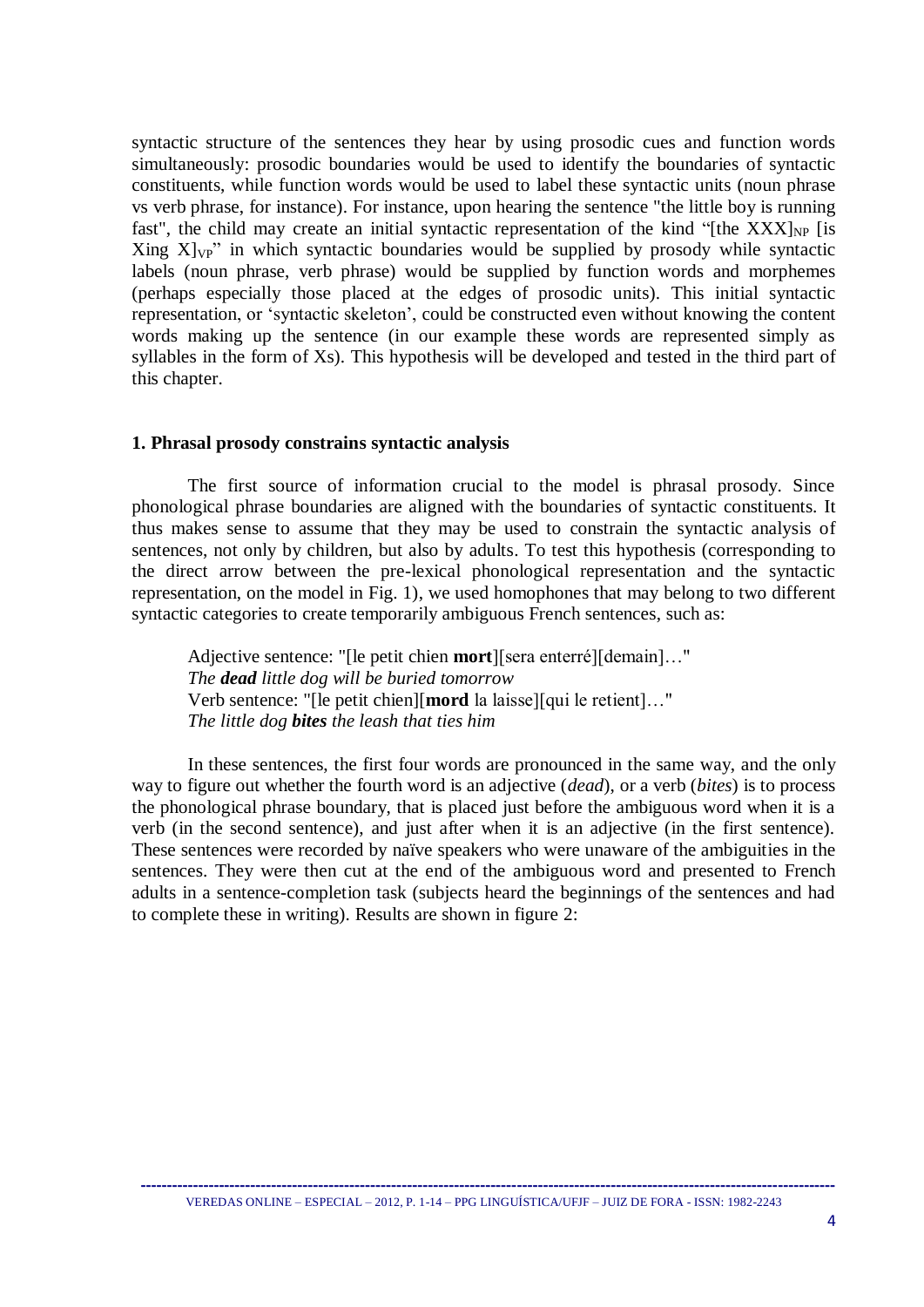syntactic structure of the sentences they hear by using prosodic cues and function words simultaneously: prosodic boundaries would be used to identify the boundaries of syntactic constituents, while function words would be used to label these syntactic units (noun phrase vs verb phrase, for instance). For instance, upon hearing the sentence "the little boy is running fast", the child may create an initial syntactic representation of the kind "[the XXX]$_{NP}$ [is Xing X]$_{VP}$" in which syntactic boundaries would be supplied by prosody while syntactic labels (noun phrase, verb phrase) would be supplied by function words and morphemes (perhaps especially those placed at the edges of prosodic units). This initial syntactic representation, or 'syntactic skeleton', could be constructed even without knowing the content words making up the sentence (in our example these words are represented simply as syllables in the form of Xs). This hypothesis will be developed and tested in the third part of this chapter.

### 1. Phrasal prosody constrains syntactic analysis

The first source of information crucial to the model is phrasal prosody. Since phonological phrase boundaries are aligned with the boundaries of syntactic constituents. It thus makes sense to assume that they may be used to constrain the syntactic analysis of sentences, not only by children, but also by adults. To test this hypothesis (corresponding to the direct arrow between the pre-lexical phonological representation and the syntactic representation, on the model in Fig. 1), we used homophones that may belong to two different syntactic categories to create temporarily ambiguous French sentences, such as:

Adjective sentence: "[le petit chien **mort**][sera enterré][demain]…"
*The **dead** little dog will be buried tomorrow*
Verb sentence: "[le petit chien][**mord** la laisse][qui le retient]…"
*The little dog **bites** the leash that ties him*

In these sentences, the first four words are pronounced in the same way, and the only way to figure out whether the fourth word is an adjective (*dead*), or a verb (*bites*) is to process the phonological phrase boundary, that is placed just before the ambiguous word when it is a verb (in the second sentence), and just after when it is an adjective (in the first sentence). These sentences were recorded by naïve speakers who were unaware of the ambiguities in the sentences. They were then cut at the end of the ambiguous word and presented to French adults in a sentence-completion task (subjects heard the beginnings of the sentences and had to complete these in writing). Results are shown in figure 2: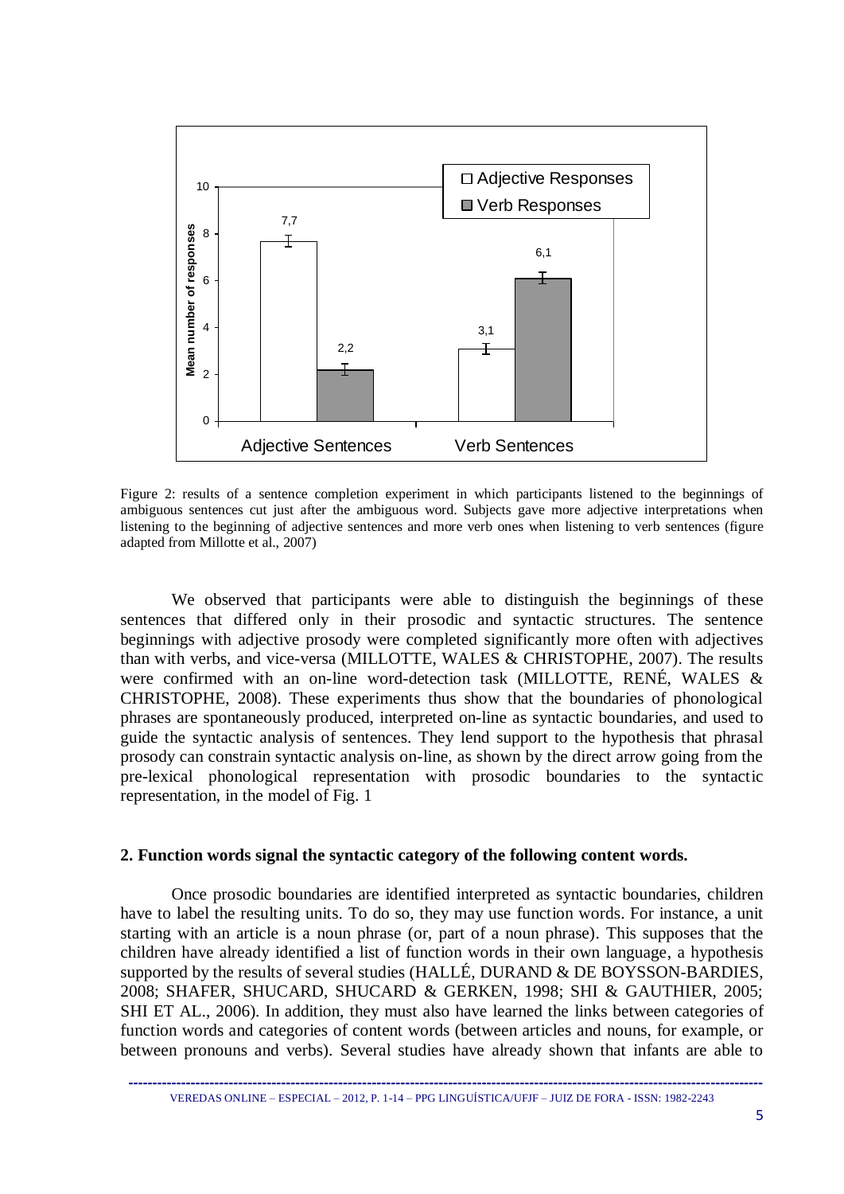Figure 2: results of a sentence completion experiment in which participants listened to the beginnings of ambiguous sentences cut just after the ambiguous word. Subjects gave more adjective interpretations when listening to the beginning of adjective sentences and more verb ones when listening to verb sentences (figure adapted from Millotte et al., 2007)

We observed that participants were able to distinguish the beginnings of these sentences that differed only in their prosodic and syntactic structures. The sentence beginnings with adjective prosody were completed significantly more often with adjectives than with verbs, and vice-versa (MILLOTTE, WALES & CHRISTOPHE, 2007). The results were confirmed with an on-line word-detection task (MILLOTTE, RENÉ, WALES & CHRISTOPHE, 2008). These experiments thus show that the boundaries of phonological phrases are spontaneously produced, interpreted on-line as syntactic boundaries, and used to guide the syntactic analysis of sentences. They lend support to the hypothesis that phrasal prosody can constrain syntactic analysis on-line, as shown by the direct arrow going from the pre-lexical phonological representation with prosodic boundaries to the syntactic representation, in the model of Fig. 1

## 2. Function words signal the syntactic category of the following content words.

Once prosodic boundaries are identified interpreted as syntactic boundaries, children have to label the resulting units. To do so, they may use function words. For instance, a unit starting with an article is a noun phrase (or, part of a noun phrase). This supposes that the children have already identified a list of function words in their own language, a hypothesis supported by the results of several studies (HALLÉ, DURAND & DE BOYSSON-BARDIES, 2008; SHAFER, SHUCARD, SHUCARD & GERKEN, 1998; SHI & GAUTHIER, 2005; SHI ET AL., 2006). In addition, they must also have learned the links between categories of function words and categories of content words (between articles and nouns, for example, or between pronouns and verbs). Several studies have already shown that infants are able to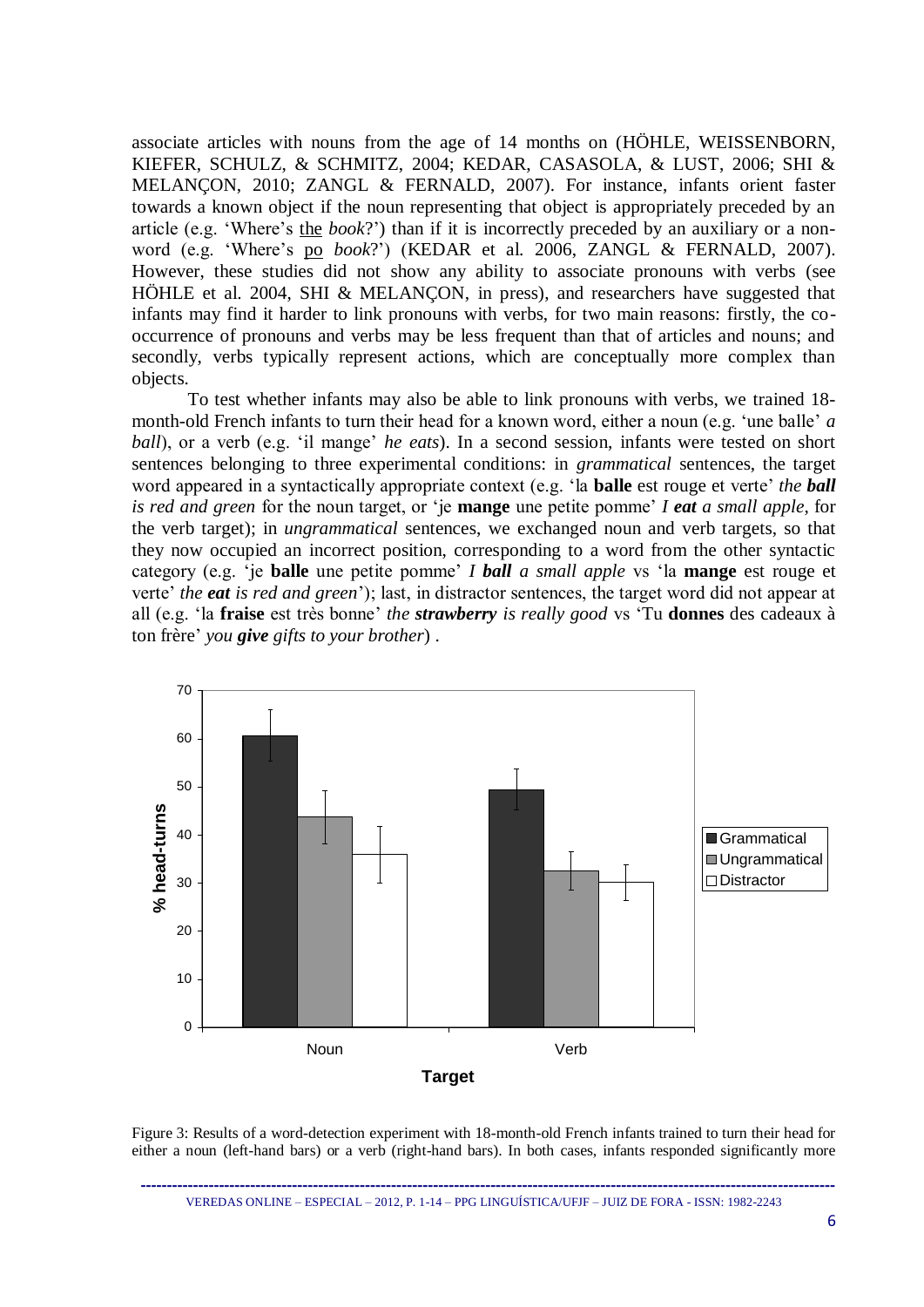associate articles with nouns from the age of 14 months on (HÖHLE, WEISSENBORN, KIEFER, SCHULZ, & SCHMITZ, 2004; KEDAR, CASASOLA, & LUST, 2006; SHI & MELANÇON, 2010; ZANGL & FERNALD, 2007). For instance, infants orient faster towards a known object if the noun representing that object is appropriately preceded by an article (e.g. 'Where's the *book*?') than if it is incorrectly preceded by an auxiliary or a non-word (e.g. 'Where's po *book*?') (KEDAR et al. 2006, ZANGL & FERNALD, 2007). However, these studies did not show any ability to associate pronouns with verbs (see HÖHLE et al. 2004, SHI & MELANÇON, in press), and researchers have suggested that infants may find it harder to link pronouns with verbs, for two main reasons: firstly, the co-occurrence of pronouns and verbs may be less frequent than that of articles and nouns; and secondly, verbs typically represent actions, which are conceptually more complex than objects.

To test whether infants may also be able to link pronouns with verbs, we trained 18-month-old French infants to turn their head for a known word, either a noun (e.g. 'une balle' *a ball*), or a verb (e.g. 'il mange' *he eats*). In a second session, infants were tested on short sentences belonging to three experimental conditions: in *grammatical* sentences, the target word appeared in a syntactically appropriate context (e.g. 'la **balle** est rouge et verte' *the **ball** is red and green* for the noun target, or 'je **mange** une petite pomme' *I **eat** a small apple*, for the verb target); in *ungrammatical* sentences, we exchanged noun and verb targets, so that they now occupied an incorrect position, corresponding to a word from the other syntactic category (e.g. 'je **balle** une petite pomme' *I **ball** a small apple* vs 'la **mange** est rouge et verte' *the **eat** is red and green*'); last, in distractor sentences, the target word did not appear at all (e.g. 'la **fraise** est très bonne' *the **strawberry** is really good* vs 'Tu **donnes** des cadeaux à ton frère' *you **give** gifts to your brother*) .

70
60
50
40
30
20
10
0

% head-turns

Noun
Verb

Target

Grammatical
Ungrammatical
Distractor

Figure 3: Results of a word-detection experiment with 18-month-old French infants trained to turn their head for either a noun (left-hand bars) or a verb (right-hand bars). In both cases, infants responded significantly more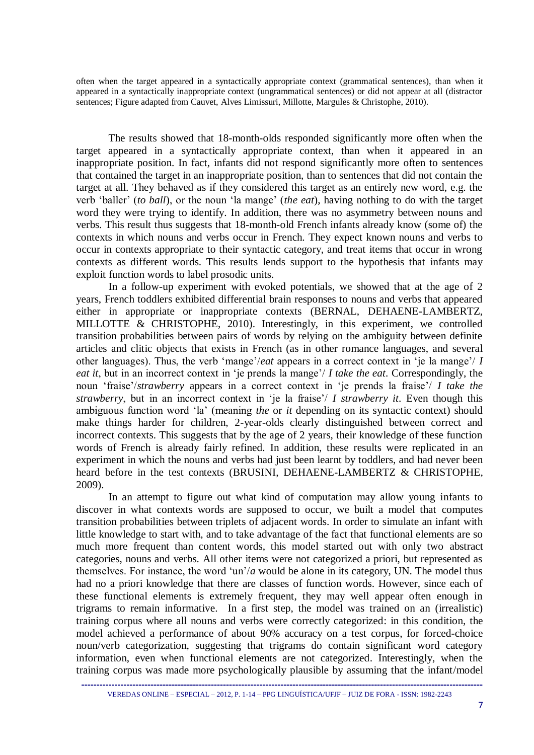often when the target appeared in a syntactically appropriate context (grammatical sentences), than when it appeared in a syntactically inappropriate context (ungrammatical sentences) or did not appear at all (distractor sentences; Figure adapted from Cauvet, Alves Limissuri, Millotte, Margules & Christophe, 2010).

The results showed that 18-month-olds responded significantly more often when the target appeared in a syntactically appropriate context, than when it appeared in an inappropriate position. In fact, infants did not respond significantly more often to sentences that contained the target in an inappropriate position, than to sentences that did not contain the target at all. They behaved as if they considered this target as an entirely new word, e.g. the verb 'baller' (*to ball*), or the noun 'la mange' (*the eat*), having nothing to do with the target word they were trying to identify. In addition, there was no asymmetry between nouns and verbs. This result thus suggests that 18-month-old French infants already know (some of) the contexts in which nouns and verbs occur in French. They expect known nouns and verbs to occur in contexts appropriate to their syntactic category, and treat items that occur in wrong contexts as different words. This results lends support to the hypothesis that infants may exploit function words to label prosodic units.

In a follow-up experiment with evoked potentials, we showed that at the age of 2 years, French toddlers exhibited differential brain responses to nouns and verbs that appeared either in appropriate or inappropriate contexts (BERNAL, DEHAENE-LAMBERTZ, MILLOTTE & CHRISTOPHE, 2010). Interestingly, in this experiment, we controlled transition probabilities between pairs of words by relying on the ambiguity between definite articles and clitic objects that exists in French (as in other romance languages, and several other languages). Thus, the verb 'mange'/*eat* appears in a correct context in 'je la mange'/ *I eat it*, but in an incorrect context in 'je prends la mange'/ *I take the eat*. Correspondingly, the noun 'fraise'/*strawberry* appears in a correct context in 'je prends la fraise'/ *I take the strawberry*, but in an incorrect context in 'je la fraise'/ *I strawberry it*. Even though this ambiguous function word 'la' (meaning *the* or *it* depending on its syntactic context) should make things harder for children, 2-year-olds clearly distinguished between correct and incorrect contexts. This suggests that by the age of 2 years, their knowledge of these function words of French is already fairly refined. In addition, these results were replicated in an experiment in which the nouns and verbs had just been learnt by toddlers, and had never been heard before in the test contexts (BRUSINI, DEHAENE-LAMBERTZ & CHRISTOPHE, 2009).

In an attempt to figure out what kind of computation may allow young infants to discover in what contexts words are supposed to occur, we built a model that computes transition probabilities between triplets of adjacent words. In order to simulate an infant with little knowledge to start with, and to take advantage of the fact that functional elements are so much more frequent than content words, this model started out with only two abstract categories, nouns and verbs. All other items were not categorized a priori, but represented as themselves. For instance, the word 'un'/*a* would be alone in its category, UN. The model thus had no a priori knowledge that there are classes of function words. However, since each of these functional elements is extremely frequent, they may well appear often enough in trigrams to remain informative. In a first step, the model was trained on an (irrealistic) training corpus where all nouns and verbs were correctly categorized: in this condition, the model achieved a performance of about 90% accuracy on a test corpus, for forced-choice noun/verb categorization, suggesting that trigrams do contain significant word category information, even when functional elements are not categorized. Interestingly, when the training corpus was made more psychologically plausible by assuming that the infant/model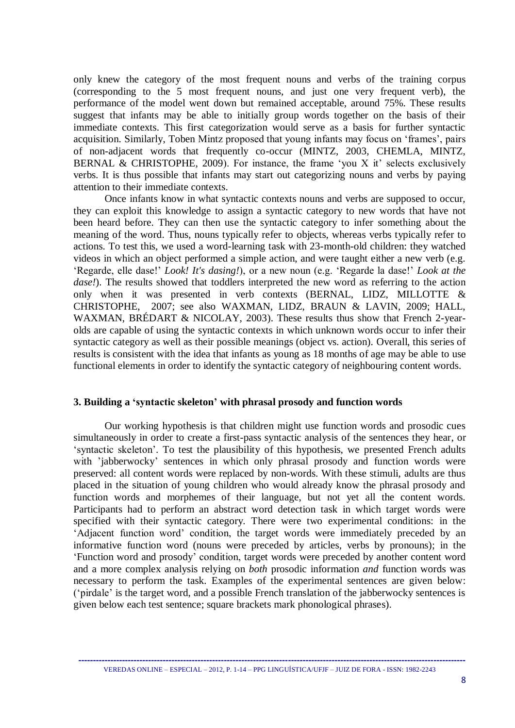only knew the category of the most frequent nouns and verbs of the training corpus (corresponding to the 5 most frequent nouns, and just one very frequent verb), the performance of the model went down but remained acceptable, around 75%. These results suggest that infants may be able to initially group words together on the basis of their immediate contexts. This first categorization would serve as a basis for further syntactic acquisition. Similarly, Toben Mintz proposed that young infants may focus on 'frames', pairs of non-adjacent words that frequently co-occur (MINTZ, 2003, CHEMLA, MINTZ, BERNAL & CHRISTOPHE, 2009). For instance, the frame 'you X it' selects exclusively verbs. It is thus possible that infants may start out categorizing nouns and verbs by paying attention to their immediate contexts.

Once infants know in what syntactic contexts nouns and verbs are supposed to occur, they can exploit this knowledge to assign a syntactic category to new words that have not been heard before. They can then use the syntactic category to infer something about the meaning of the word. Thus, nouns typically refer to objects, whereas verbs typically refer to actions. To test this, we used a word-learning task with 23-month-old children: they watched videos in which an object performed a simple action, and were taught either a new verb (e.g. 'Regarde, elle dase!' *Look! It's dasing!*), or a new noun (e.g. 'Regarde la dase!' *Look at the dase!*). The results showed that toddlers interpreted the new word as referring to the action only when it was presented in verb contexts (BERNAL, LIDZ, MILLOTTE & CHRISTOPHE, 2007; see also WAXMAN, LIDZ, BRAUN & LAVIN, 2009; HALL, WAXMAN, BRÉDART & NICOLAY, 2003). These results thus show that French 2-year-olds are capable of using the syntactic contexts in which unknown words occur to infer their syntactic category as well as their possible meanings (object vs. action). Overall, this series of results is consistent with the idea that infants as young as 18 months of age may be able to use functional elements in order to identify the syntactic category of neighbouring content words.

### 3. Building a 'syntactic skeleton' with phrasal prosody and function words

Our working hypothesis is that children might use function words and prosodic cues simultaneously in order to create a first-pass syntactic analysis of the sentences they hear, or 'syntactic skeleton'. To test the plausibility of this hypothesis, we presented French adults with 'jabberwocky' sentences in which only phrasal prosody and function words were preserved: all content words were replaced by non-words. With these stimuli, adults are thus placed in the situation of young children who would already know the phrasal prosody and function words and morphemes of their language, but not yet all the content words. Participants had to perform an abstract word detection task in which target words were specified with their syntactic category. There were two experimental conditions: in the 'Adjacent function word' condition, the target words were immediately preceded by an informative function word (nouns were preceded by articles, verbs by pronouns); in the 'Function word and prosody' condition, target words were preceded by another content word and a more complex analysis relying on *both* prosodic information *and* function words was necessary to perform the task. Examples of the experimental sentences are given below: ('pirdale' is the target word, and a possible French translation of the jabberwocky sentences is given below each test sentence; square brackets mark phonological phrases).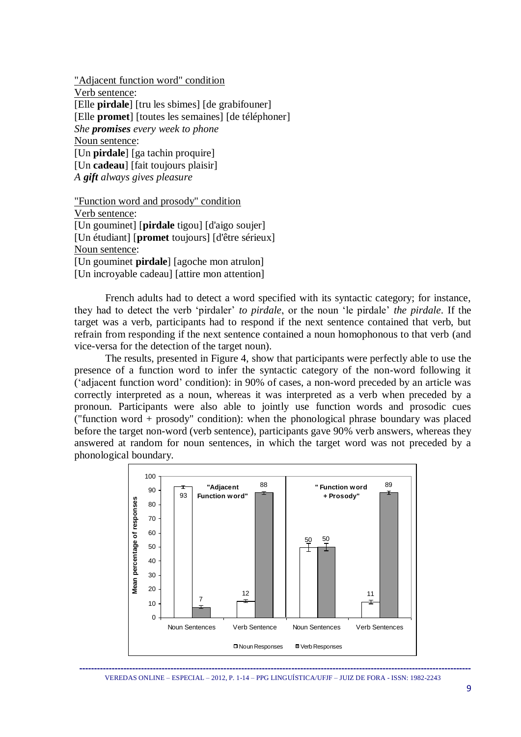"Adjacent function word" condition

Verb sentence:

[Elle **pirdale**] [tru les sbimes] [de grabifouner]
[Elle **promet**] [toutes les semaines] [de téléphoner]
*She **promises** every week to phone*

Noun sentence:

[Un **pirdale**] [ga tachin proquire]
[Un **cadeau**] [fait toujours plaisir]
*A **gift** always gives pleasure*

"Function word and prosody" condition

Verb sentence:

[Un gouminet] [**pirdale** tigou] [d'aigo soujer]
[Un étudiant] [**promet** toujours] [d'être sérieux]

Noun sentence:

[Un gouminet **pirdale**] [agoche mon atrulon]
[Un incroyable cadeau] [attire mon attention]

French adults had to detect a word specified with its syntactic category; for instance, they had to detect the verb 'pirdaler' *to pirdale*, or the noun 'le pirdale' *the pirdale*. If the target was a verb, participants had to respond if the next sentence contained that verb, but refrain from responding if the next sentence contained a noun homophonous to that verb (and vice-versa for the detection of the target noun).

The results, presented in Figure 4, show that participants were perfectly able to use the presence of a function word to infer the syntactic category of the non-word following it ('adjacent function word' condition): in 90% of cases, a non-word preceded by an article was correctly interpreted as a noun, whereas it was interpreted as a verb when preceded by a pronoun. Participants were also able to jointly use function words and prosodic cues ("function word + prosody" condition): when the phonological phrase boundary was placed before the target non-word (verb sentence), participants gave 90% verb answers, whereas they answered at random for noun sentences, in which the target word was not preceded by a phonological boundary.

| Condition | Sentences | Noun Responses | Verb Responses |
|---|---|---|---|
| "Adjacent Function word" | Noun Sentences | 93 | 7 |
| "Adjacent Function word" | Verb Sentence | 12 | 88 |
| "Function word + Prosody" | Noun Sentences | 50 | 50 |
| "Function word + Prosody" | Verb Sentences | 11 | 89 |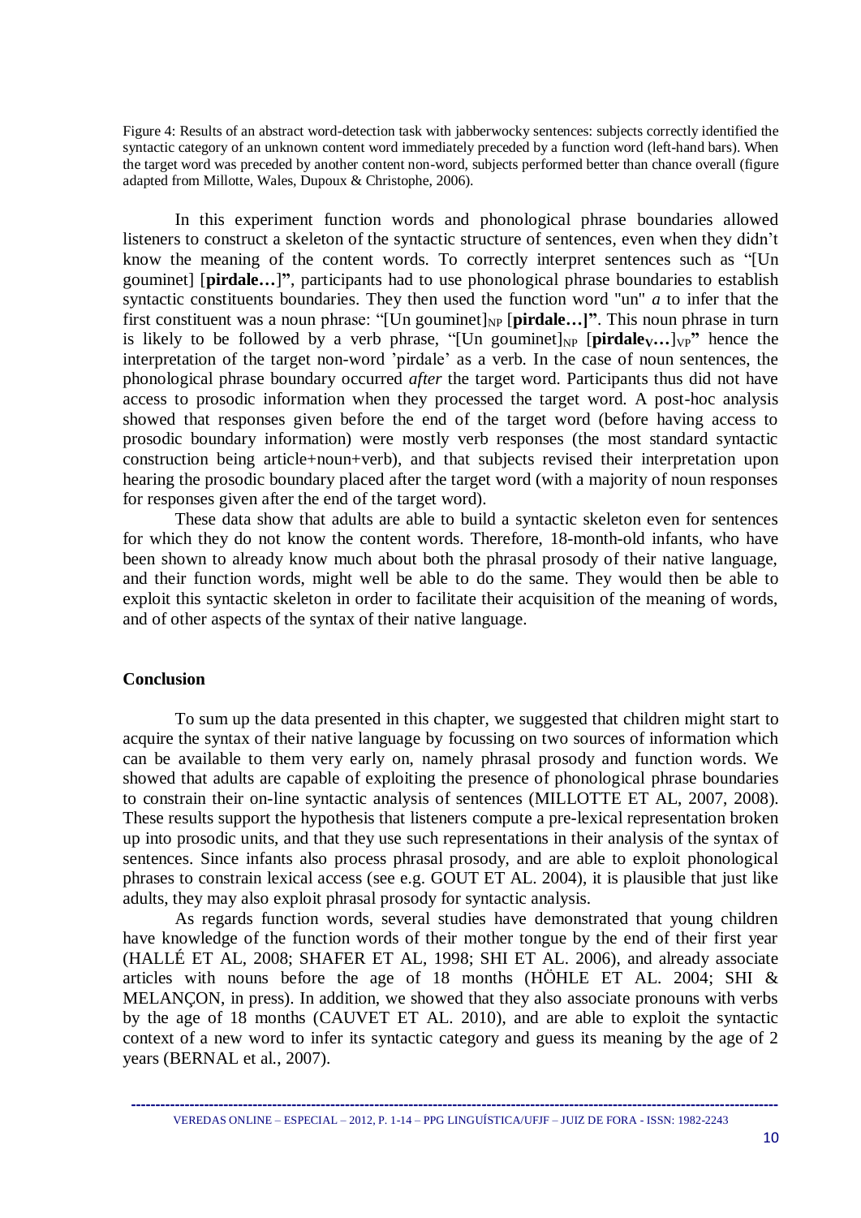Figure 4: Results of an abstract word-detection task with jabberwocky sentences: subjects correctly identified the syntactic category of an unknown content word immediately preceded by a function word (left-hand bars). When the target word was preceded by another content non-word, subjects performed better than chance overall (figure adapted from Millotte, Wales, Dupoux & Christophe, 2006).

In this experiment function words and phonological phrase boundaries allowed listeners to construct a skeleton of the syntactic structure of sentences, even when they didn't know the meaning of the content words. To correctly interpret sentences such as "[Un gouminet] [**pirdale…**]", participants had to use phonological phrase boundaries to establish syntactic constituents boundaries. They then used the function word "un" *a* to infer that the first constituent was a noun phrase: "[Un gouminet]$_{NP}$ [**pirdale…**]". This noun phrase in turn is likely to be followed by a verb phrase, "[Un gouminet]$_{NP}$ [**pirdale**$_{V}$**…**]$_{VP}$" hence the interpretation of the target non-word 'pirdale' as a verb. In the case of noun sentences, the phonological phrase boundary occurred *after* the target word. Participants thus did not have access to prosodic information when they processed the target word. A post-hoc analysis showed that responses given before the end of the target word (before having access to prosodic boundary information) were mostly verb responses (the most standard syntactic construction being article+noun+verb), and that subjects revised their interpretation upon hearing the prosodic boundary placed after the target word (with a majority of noun responses for responses given after the end of the target word).

These data show that adults are able to build a syntactic skeleton even for sentences for which they do not know the content words. Therefore, 18-month-old infants, who have been shown to already know much about both the phrasal prosody of their native language, and their function words, might well be able to do the same. They would then be able to exploit this syntactic skeleton in order to facilitate their acquisition of the meaning of words, and of other aspects of the syntax of their native language.

## Conclusion

To sum up the data presented in this chapter, we suggested that children might start to acquire the syntax of their native language by focussing on two sources of information which can be available to them very early on, namely phrasal prosody and function words. We showed that adults are capable of exploiting the presence of phonological phrase boundaries to constrain their on-line syntactic analysis of sentences (MILLOTTE ET AL, 2007, 2008). These results support the hypothesis that listeners compute a pre-lexical representation broken up into prosodic units, and that they use such representations in their analysis of the syntax of sentences. Since infants also process phrasal prosody, and are able to exploit phonological phrases to constrain lexical access (see e.g. GOUT ET AL. 2004), it is plausible that just like adults, they may also exploit phrasal prosody for syntactic analysis.

As regards function words, several studies have demonstrated that young children have knowledge of the function words of their mother tongue by the end of their first year (HALLÉ ET AL, 2008; SHAFER ET AL, 1998; SHI ET AL. 2006), and already associate articles with nouns before the age of 18 months (HÖHLE ET AL. 2004; SHI & MELANÇON, in press). In addition, we showed that they also associate pronouns with verbs by the age of 18 months (CAUVET ET AL. 2010), and are able to exploit the syntactic context of a new word to infer its syntactic category and guess its meaning by the age of 2 years (BERNAL et al., 2007).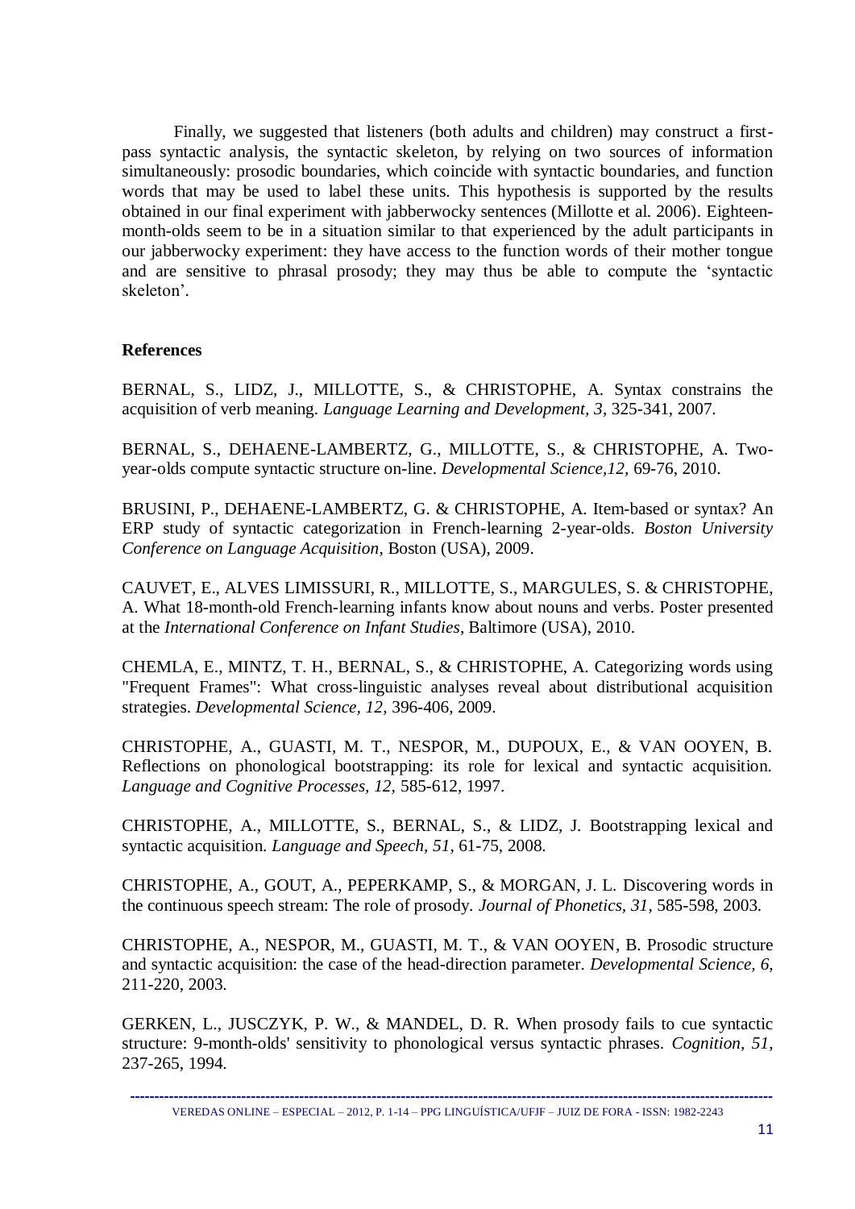Finally, we suggested that listeners (both adults and children) may construct a first-pass syntactic analysis, the syntactic skeleton, by relying on two sources of information simultaneously: prosodic boundaries, which coincide with syntactic boundaries, and function words that may be used to label these units. This hypothesis is supported by the results obtained in our final experiment with jabberwocky sentences (Millotte et al. 2006). Eighteen-month-olds seem to be in a situation similar to that experienced by the adult participants in our jabberwocky experiment: they have access to the function words of their mother tongue and are sensitive to phrasal prosody; they may thus be able to compute the 'syntactic skeleton'.

## References

BERNAL, S., LIDZ, J., MILLOTTE, S., & CHRISTOPHE, A. Syntax constrains the acquisition of verb meaning. *Language Learning and Development, 3*, 325-341, 2007.

BERNAL, S., DEHAENE-LAMBERTZ, G., MILLOTTE, S., & CHRISTOPHE, A. Two-year-olds compute syntactic structure on-line. *Developmental Science,12*, 69-76, 2010.

BRUSINI, P., DEHAENE-LAMBERTZ, G. & CHRISTOPHE, A. Item-based or syntax? An ERP study of syntactic categorization in French-learning 2-year-olds. *Boston University Conference on Language Acquisition*, Boston (USA), 2009.

CAUVET, E., ALVES LIMISSURI, R., MILLOTTE, S., MARGULES, S. & CHRISTOPHE, A. What 18-month-old French-learning infants know about nouns and verbs. Poster presented at the *International Conference on Infant Studies*, Baltimore (USA), 2010.

CHEMLA, E., MINTZ, T. H., BERNAL, S., & CHRISTOPHE, A. Categorizing words using "Frequent Frames": What cross-linguistic analyses reveal about distributional acquisition strategies. *Developmental Science, 12*, 396-406, 2009.

CHRISTOPHE, A., GUASTI, M. T., NESPOR, M., DUPOUX, E., & VAN OOYEN, B. Reflections on phonological bootstrapping: its role for lexical and syntactic acquisition. *Language and Cognitive Processes, 12,* 585-612, 1997.

CHRISTOPHE, A., MILLOTTE, S., BERNAL, S., & LIDZ, J. Bootstrapping lexical and syntactic acquisition. *Language and Speech, 51*, 61-75, 2008.

CHRISTOPHE, A., GOUT, A., PEPERKAMP, S., & MORGAN, J. L. Discovering words in the continuous speech stream: The role of prosody. *Journal of Phonetics, 31*, 585-598, 2003.

CHRISTOPHE, A., NESPOR, M., GUASTI, M. T., & VAN OOYEN, B. Prosodic structure and syntactic acquisition: the case of the head-direction parameter. *Developmental Science, 6*, 211-220, 2003.

GERKEN, L., JUSCZYK, P. W., & MANDEL, D. R. When prosody fails to cue syntactic structure: 9-month-olds' sensitivity to phonological versus syntactic phrases. *Cognition, 51*, 237-265, 1994.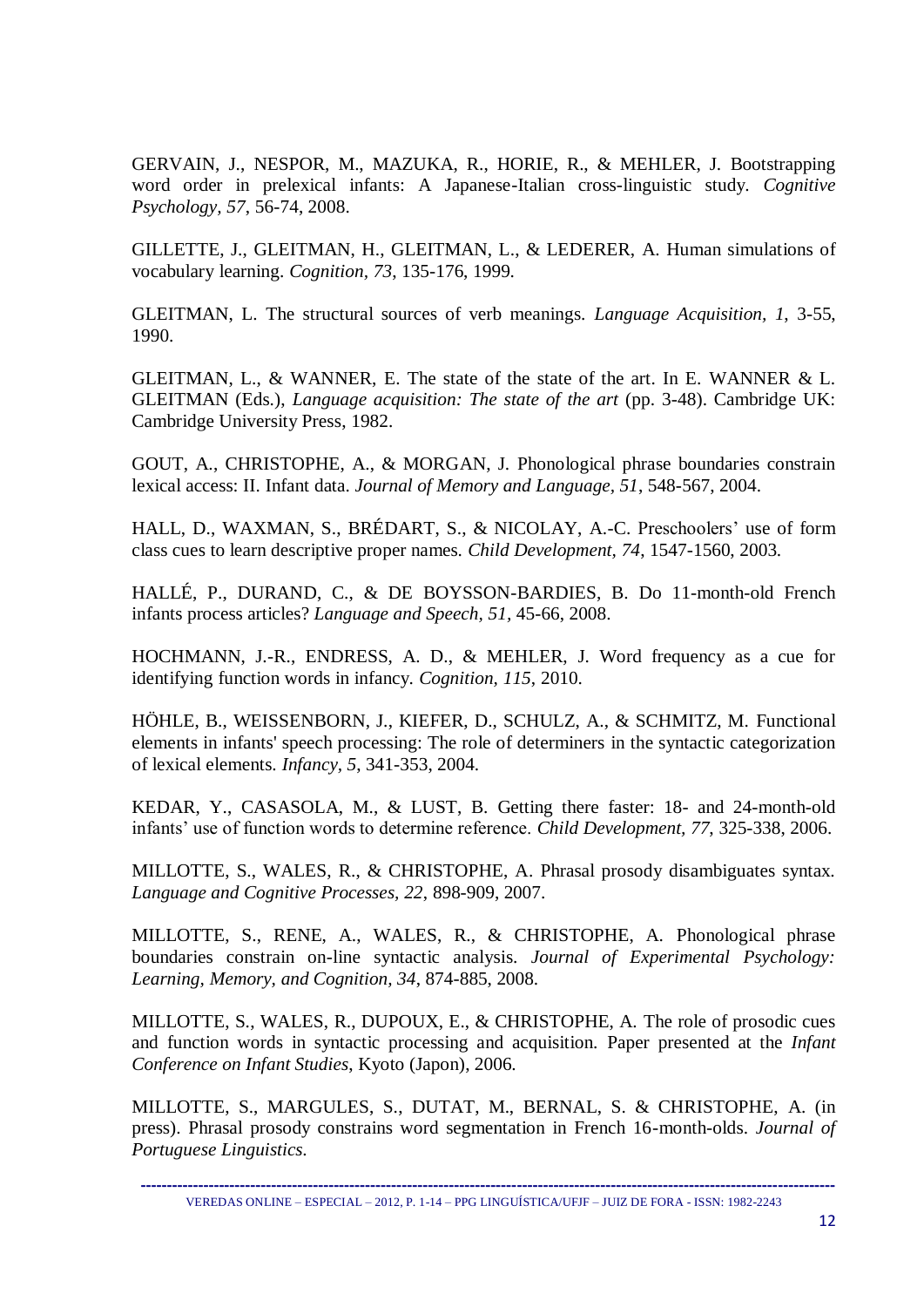GERVAIN, J., NESPOR, M., MAZUKA, R., HORIE, R., & MEHLER, J. Bootstrapping word order in prelexical infants: A Japanese-Italian cross-linguistic study. *Cognitive Psychology, 57*, 56-74, 2008.

GILLETTE, J., GLEITMAN, H., GLEITMAN, L., & LEDERER, A. Human simulations of vocabulary learning. *Cognition, 73*, 135-176, 1999.

GLEITMAN, L. The structural sources of verb meanings. *Language Acquisition, 1*, 3-55, 1990.

GLEITMAN, L., & WANNER, E. The state of the state of the art. In E. WANNER & L. GLEITMAN (Eds.), *Language acquisition: The state of the art* (pp. 3-48). Cambridge UK: Cambridge University Press, 1982.

GOUT, A., CHRISTOPHE, A., & MORGAN, J. Phonological phrase boundaries constrain lexical access: II. Infant data. *Journal of Memory and Language, 51*, 548-567, 2004.

HALL, D., WAXMAN, S., BRÉDART, S., & NICOLAY, A.-C. Preschoolers' use of form class cues to learn descriptive proper names. *Child Development, 74*, 1547-1560, 2003.

HALLÉ, P., DURAND, C., & DE BOYSSON-BARDIES, B. Do 11-month-old French infants process articles? *Language and Speech, 51*, 45-66, 2008.

HOCHMANN, J.-R., ENDRESS, A. D., & MEHLER, J. Word frequency as a cue for identifying function words in infancy. *Cognition, 115*, 2010.

HÖHLE, B., WEISSENBORN, J., KIEFER, D., SCHULZ, A., & SCHMITZ, M. Functional elements in infants' speech processing: The role of determiners in the syntactic categorization of lexical elements. *Infancy, 5*, 341-353, 2004.

KEDAR, Y., CASASOLA, M., & LUST, B. Getting there faster: 18- and 24-month-old infants' use of function words to determine reference. *Child Development, 77*, 325-338, 2006.

MILLOTTE, S., WALES, R., & CHRISTOPHE, A. Phrasal prosody disambiguates syntax. *Language and Cognitive Processes, 22*, 898-909, 2007.

MILLOTTE, S., RENE, A., WALES, R., & CHRISTOPHE, A. Phonological phrase boundaries constrain on-line syntactic analysis. *Journal of Experimental Psychology: Learning, Memory, and Cognition, 34*, 874-885, 2008.

MILLOTTE, S., WALES, R., DUPOUX, E., & CHRISTOPHE, A. The role of prosodic cues and function words in syntactic processing and acquisition. Paper presented at the *Infant Conference on Infant Studies*, Kyoto (Japon), 2006.

MILLOTTE, S., MARGULES, S., DUTAT, M., BERNAL, S. & CHRISTOPHE, A. (in press). Phrasal prosody constrains word segmentation in French 16-month-olds. *Journal of Portuguese Linguistics.*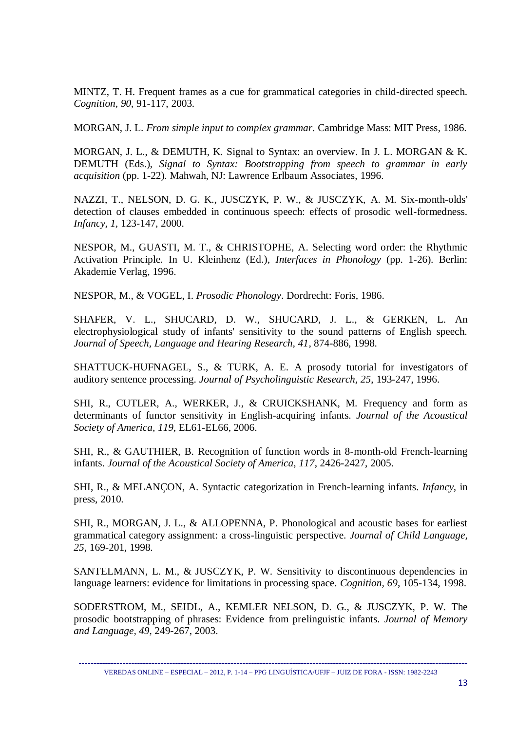MINTZ, T. H. Frequent frames as a cue for grammatical categories in child-directed speech. *Cognition, 90*, 91-117, 2003.

MORGAN, J. L. *From simple input to complex grammar*. Cambridge Mass: MIT Press, 1986.

MORGAN, J. L., & DEMUTH, K. Signal to Syntax: an overview. In J. L. MORGAN & K. DEMUTH (Eds.), *Signal to Syntax: Bootstrapping from speech to grammar in early acquisition* (pp. 1-22). Mahwah, NJ: Lawrence Erlbaum Associates, 1996.

NAZZI, T., NELSON, D. G. K., JUSCZYK, P. W., & JUSCZYK, A. M. Six-month-olds' detection of clauses embedded in continuous speech: effects of prosodic well-formedness. *Infancy, 1*, 123-147, 2000.

NESPOR, M., GUASTI, M. T., & CHRISTOPHE, A. Selecting word order: the Rhythmic Activation Principle. In U. Kleinhenz (Ed.), *Interfaces in Phonology* (pp. 1-26). Berlin: Akademie Verlag, 1996.

NESPOR, M., & VOGEL, I. *Prosodic Phonology*. Dordrecht: Foris, 1986.

SHAFER, V. L., SHUCARD, D. W., SHUCARD, J. L., & GERKEN, L. An electrophysiological study of infants' sensitivity to the sound patterns of English speech. *Journal of Speech, Language and Hearing Research, 41*, 874-886, 1998.

SHATTUCK-HUFNAGEL, S., & TURK, A. E. A prosody tutorial for investigators of auditory sentence processing. *Journal of Psycholinguistic Research, 25*, 193-247, 1996.

SHI, R., CUTLER, A., WERKER, J., & CRUICKSHANK, M. Frequency and form as determinants of functor sensitivity in English-acquiring infants. *Journal of the Acoustical Society of America, 119*, EL61-EL66, 2006.

SHI, R., & GAUTHIER, B. Recognition of function words in 8-month-old French-learning infants. *Journal of the Acoustical Society of America, 117*, 2426-2427, 2005.

SHI, R., & MELANÇON, A. Syntactic categorization in French-learning infants. *Infancy*, in press, 2010.

SHI, R., MORGAN, J. L., & ALLOPENNA, P. Phonological and acoustic bases for earliest grammatical category assignment: a cross-linguistic perspective. *Journal of Child Language, 25*, 169-201, 1998.

SANTELMANN, L. M., & JUSCZYK, P. W. Sensitivity to discontinuous dependencies in language learners: evidence for limitations in processing space. *Cognition, 69*, 105-134, 1998.

SODERSTROM, M., SEIDL, A., KEMLER NELSON, D. G., & JUSCZYK, P. W. The prosodic bootstrapping of phrases: Evidence from prelinguistic infants. *Journal of Memory and Language, 49*, 249-267, 2003.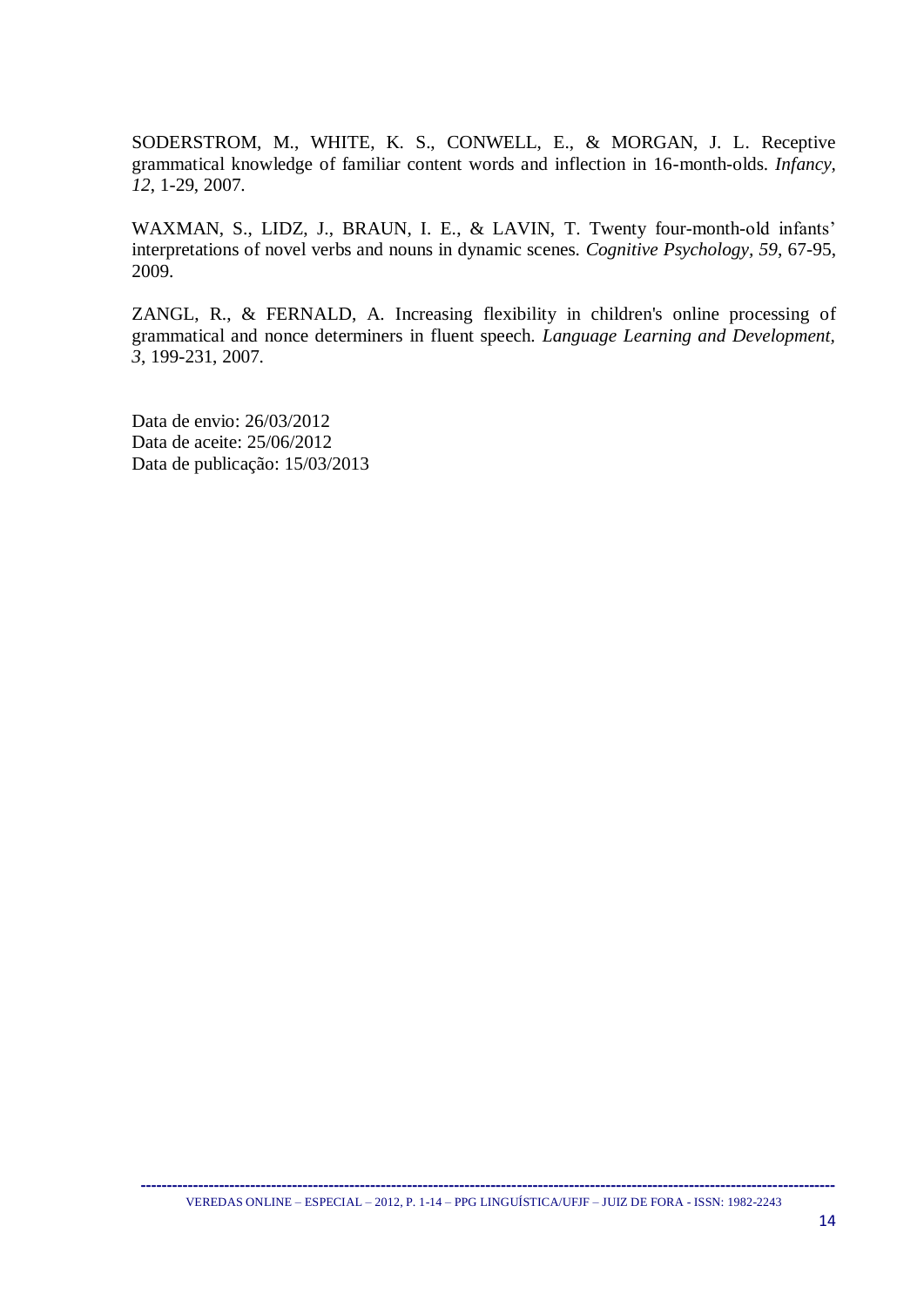SODERSTROM, M., WHITE, K. S., CONWELL, E., & MORGAN, J. L. Receptive grammatical knowledge of familiar content words and inflection in 16-month-olds. *Infancy*, *12*, 1-29, 2007.

WAXMAN, S., LIDZ, J., BRAUN, I. E., & LAVIN, T. Twenty four-month-old infants' interpretations of novel verbs and nouns in dynamic scenes. *Cognitive Psychology, 59*, 67-95, 2009.

ZANGL, R., & FERNALD, A. Increasing flexibility in children's online processing of grammatical and nonce determiners in fluent speech. *Language Learning and Development, 3*, 199-231, 2007.

Data de envio: 26/03/2012
Data de aceite: 25/06/2012
Data de publicação: 15/03/2013